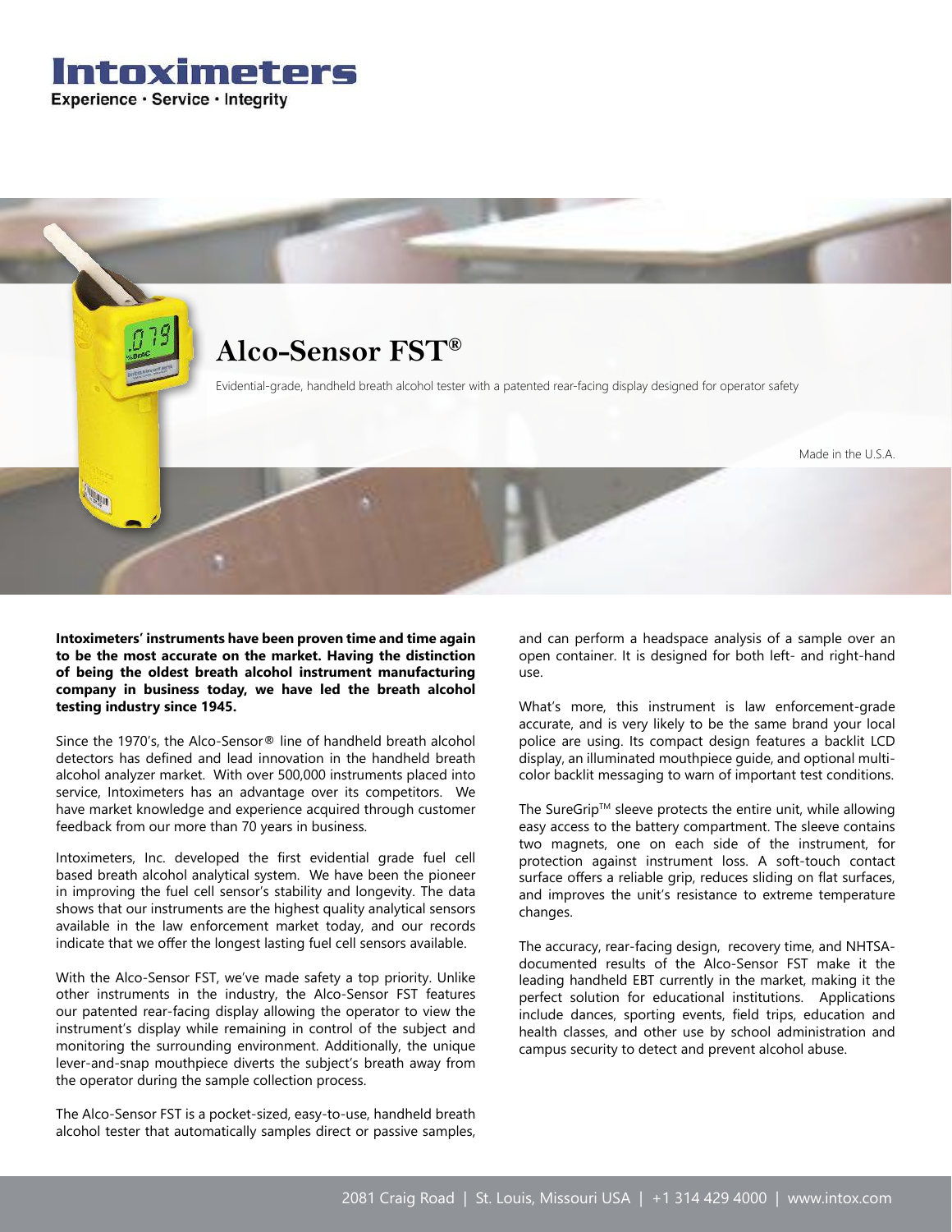# Intoximeters

Experience · Service · Integrity

## Alco-Sensor FST®

Evidential-grade, handheld breath alcohol tester with a patented rear-facing display designed for operator safety

Made in the U.S.A.

**Intoximeters' instruments have been proven time and time again to be the most accurate on the market. Having the distinction of being the oldest breath alcohol instrument manufacturing company in business today, we have led the breath alcohol testing industry since 1945.**

Since the 1970's, the Alco-Sensor® line of handheld breath alcohol detectors has defined and lead innovation in the handheld breath alcohol analyzer market. With over 500,000 instruments placed into service, Intoximeters has an advantage over its competitors. We have market knowledge and experience acquired through customer feedback from our more than 70 years in business.

Intoximeters, Inc. developed the first evidential grade fuel cell based breath alcohol analytical system. We have been the pioneer in improving the fuel cell sensor's stability and longevity. The data shows that our instruments are the highest quality analytical sensors available in the law enforcement market today, and our records indicate that we offer the longest lasting fuel cell sensors available.

With the Alco-Sensor FST, we've made safety a top priority. Unlike other instruments in the industry, the Alco-Sensor FST features our patented rear-facing display allowing the operator to view the instrument's display while remaining in control of the subject and monitoring the surrounding environment. Additionally, the unique lever-and-snap mouthpiece diverts the subject's breath away from the operator during the sample collection process.

The Alco-Sensor FST is a pocket-sized, easy-to-use, handheld breath alcohol tester that automatically samples direct or passive samples, and can perform a headspace analysis of a sample over an open container. It is designed for both left- and right-hand use.

What's more, this instrument is law enforcement-grade accurate, and is very likely to be the same brand your local police are using. Its compact design features a backlit LCD display, an illuminated mouthpiece guide, and optional multi-color backlit messaging to warn of important test conditions.

The SureGrip™ sleeve protects the entire unit, while allowing easy access to the battery compartment. The sleeve contains two magnets, one on each side of the instrument, for protection against instrument loss. A soft-touch contact surface offers a reliable grip, reduces sliding on flat surfaces, and improves the unit's resistance to extreme temperature changes.

The accuracy, rear-facing design, recovery time, and NHTSA-documented results of the Alco-Sensor FST make it the leading handheld EBT currently in the market, making it the perfect solution for educational institutions. Applications include dances, sporting events, field trips, education and health classes, and other use by school administration and campus security to detect and prevent alcohol abuse.

2081 Craig Road | St. Louis, Missouri USA | +1 314 429 4000 | www.intox.com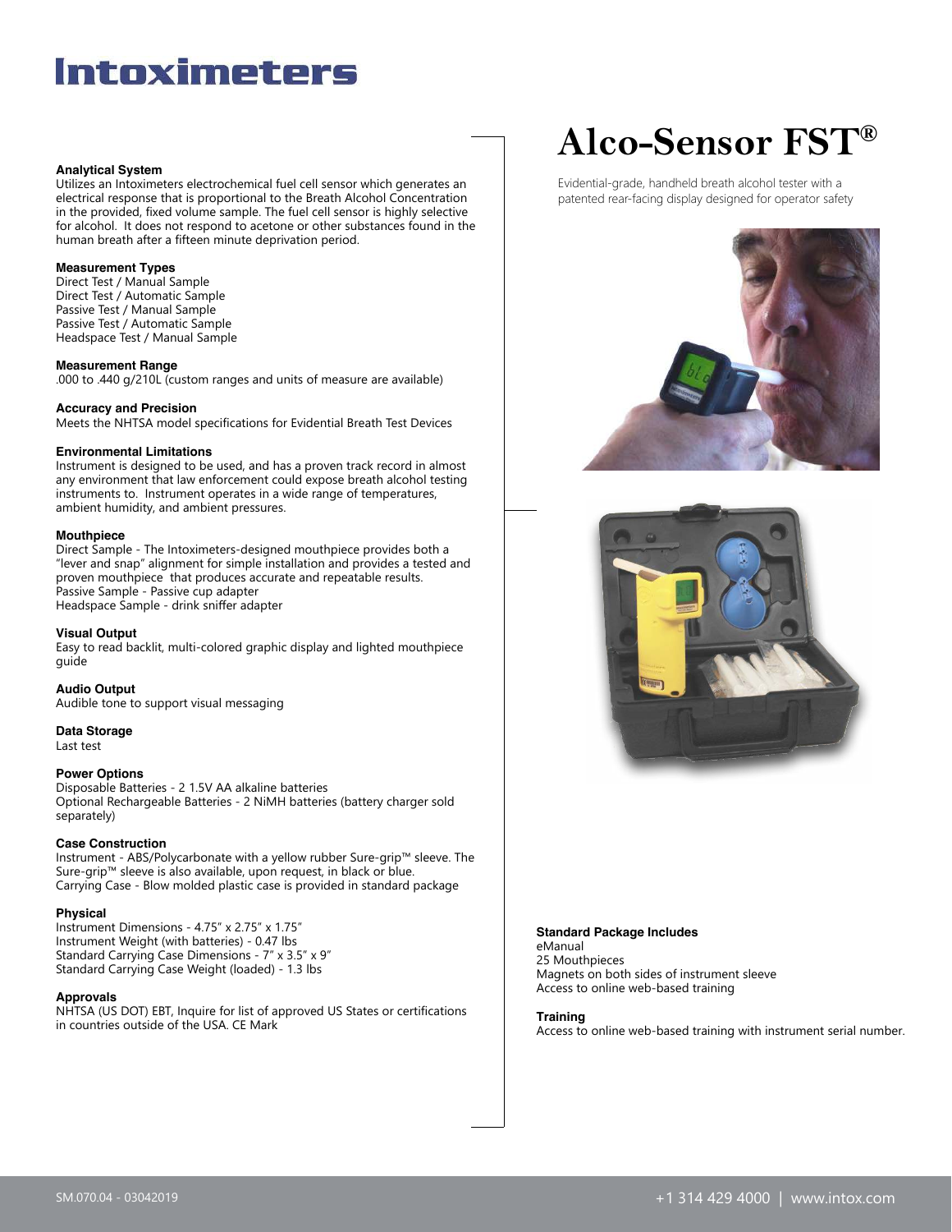# Intoximeters

## Alco-Sensor FST®

Evidential-grade, handheld breath alcohol tester with a patented rear-facing display designed for operator safety

**Analytical System**
Utilizes an Intoximeters electrochemical fuel cell sensor which generates an electrical response that is proportional to the Breath Alcohol Concentration in the provided, fixed volume sample. The fuel cell sensor is highly selective for alcohol. It does not respond to acetone or other substances found in the human breath after a fifteen minute deprivation period.

**Measurement Types**
Direct Test / Manual Sample
Direct Test / Automatic Sample
Passive Test / Manual Sample
Passive Test / Automatic Sample
Headspace Test / Manual Sample

**Measurement Range**
.000 to .440 g/210L (custom ranges and units of measure are available)

**Accuracy and Precision**
Meets the NHTSA model specifications for Evidential Breath Test Devices

**Environmental Limitations**
Instrument is designed to be used, and has a proven track record in almost any environment that law enforcement could expose breath alcohol testing instruments to. Instrument operates in a wide range of temperatures, ambient humidity, and ambient pressures.

**Mouthpiece**
Direct Sample - The Intoximeters-designed mouthpiece provides both a "lever and snap" alignment for simple installation and provides a tested and proven mouthpiece that produces accurate and repeatable results.
Passive Sample - Passive cup adapter
Headspace Sample - drink sniffer adapter

**Visual Output**
Easy to read backlit, multi-colored graphic display and lighted mouthpiece guide

**Audio Output**
Audible tone to support visual messaging

**Data Storage**
Last test

**Power Options**
Disposable Batteries - 2 1.5V AA alkaline batteries
Optional Rechargeable Batteries - 2 NiMH batteries (battery charger sold separately)

**Case Construction**
Instrument - ABS/Polycarbonate with a yellow rubber Sure-grip™ sleeve. The Sure-grip™ sleeve is also available, upon request, in black or blue.
Carrying Case - Blow molded plastic case is provided in standard package

**Physical**
Instrument Dimensions - 4.75" x 2.75" x 1.75"
Instrument Weight (with batteries) - 0.47 lbs
Standard Carrying Case Dimensions - 7" x 3.5" x 9"
Standard Carrying Case Weight (loaded) - 1.3 lbs

**Approvals**
NHTSA (US DOT) EBT, Inquire for list of approved US States or certifications in countries outside of the USA. CE Mark

**Standard Package Includes**
eManual
25 Mouthpieces
Magnets on both sides of instrument sleeve
Access to online web-based training

**Training**
Access to online web-based training with instrument serial number.

SM.070.04 - 03042019

+1 314 429 4000 | www.intox.com